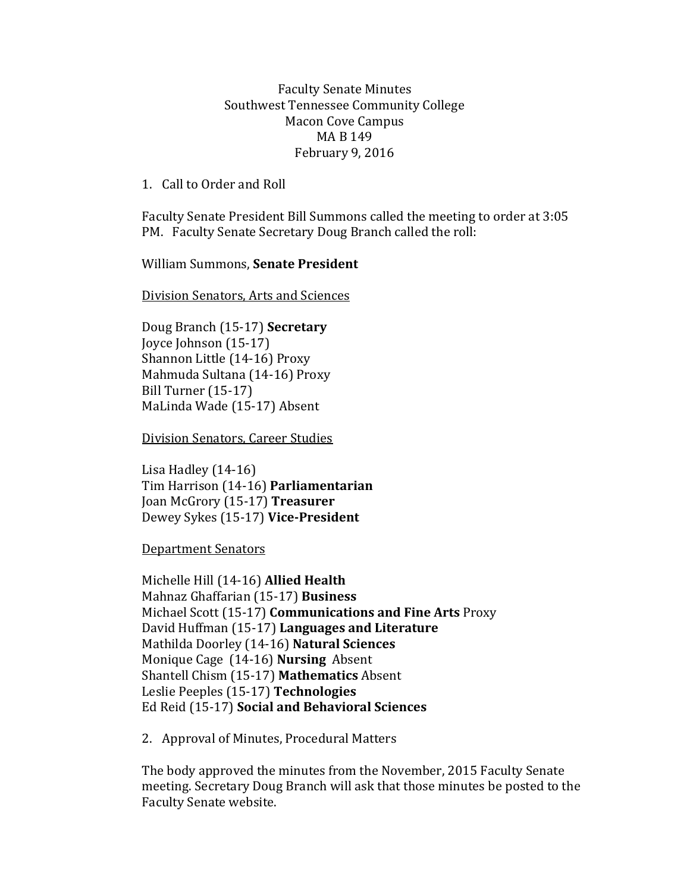Faculty Senate Minutes
Southwest Tennessee Community College
Macon Cove Campus
MA B 149
February 9, 2016

1. Call to Order and Roll

Faculty Senate President Bill Summons called the meeting to order at 3:05 PM. Faculty Senate Secretary Doug Branch called the roll:

William Summons, **Senate President**

<u>Division Senators, Arts and Sciences</u>

Doug Branch (15-17) **Secretary**
Joyce Johnson (15-17)
Shannon Little (14-16) Proxy
Mahmuda Sultana (14-16) Proxy
Bill Turner (15-17)
MaLinda Wade (15-17) Absent

<u>Division Senators, Career Studies</u>

Lisa Hadley (14-16)
Tim Harrison (14-16) **Parliamentarian**
Joan McGrory (15-17) **Treasurer**
Dewey Sykes (15-17) **Vice-President**

<u>Department Senators</u>

Michelle Hill (14-16) **Allied Health**
Mahnaz Ghaffarian (15-17) **Business**
Michael Scott (15-17) **Communications and Fine Arts** Proxy
David Huffman (15-17) **Languages and Literature**
Mathilda Doorley (14-16) **Natural Sciences**
Monique Cage (14-16) **Nursing** Absent
Shantell Chism (15-17) **Mathematics** Absent
Leslie Peeples (15-17) **Technologies**
Ed Reid (15-17) **Social and Behavioral Sciences**

2. Approval of Minutes, Procedural Matters

The body approved the minutes from the November, 2015 Faculty Senate meeting. Secretary Doug Branch will ask that those minutes be posted to the Faculty Senate website.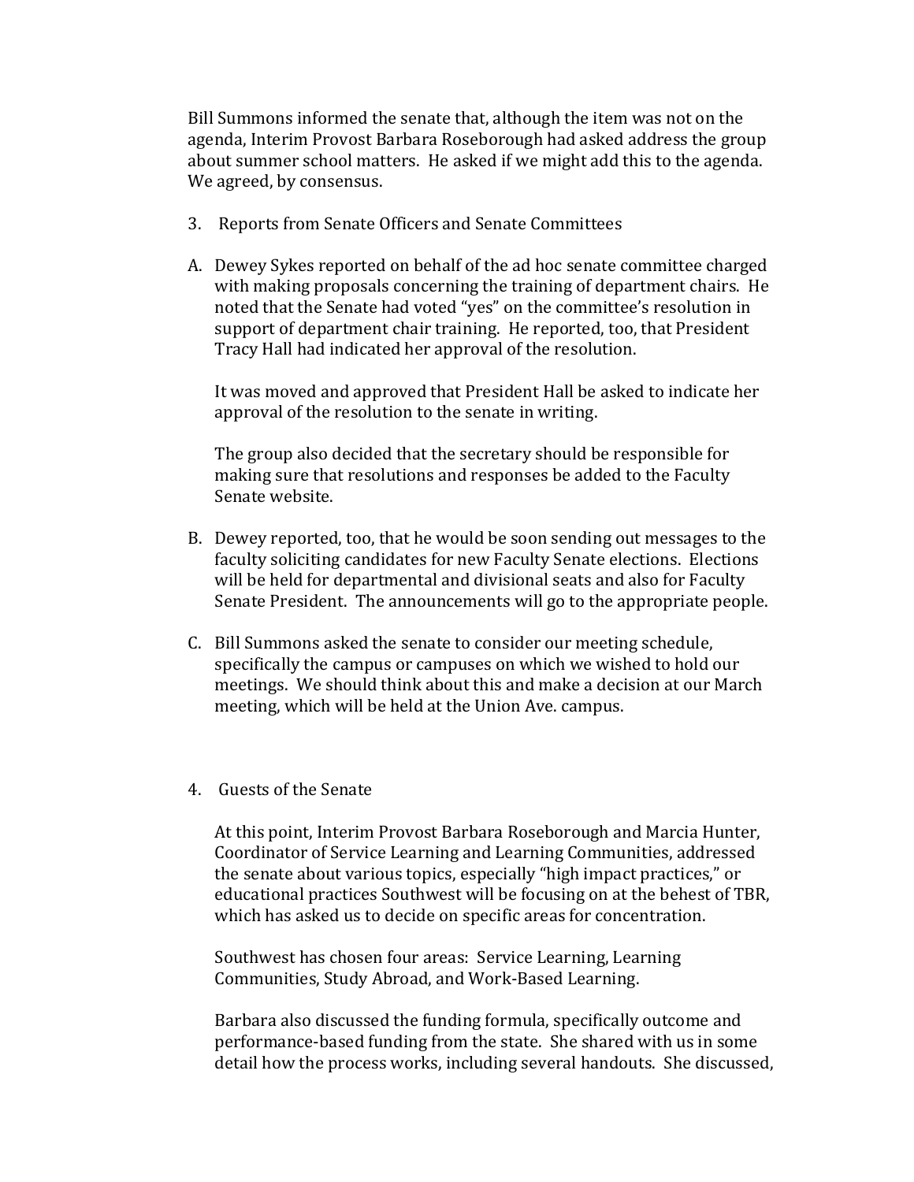Bill Summons informed the senate that, although the item was not on the agenda, Interim Provost Barbara Roseborough had asked address the group about summer school matters. He asked if we might add this to the agenda. We agreed, by consensus.

3. Reports from Senate Officers and Senate Committees

A. Dewey Sykes reported on behalf of the ad hoc senate committee charged with making proposals concerning the training of department chairs. He noted that the Senate had voted "yes" on the committee's resolution in support of department chair training. He reported, too, that President Tracy Hall had indicated her approval of the resolution.

   It was moved and approved that President Hall be asked to indicate her approval of the resolution to the senate in writing.

   The group also decided that the secretary should be responsible for making sure that resolutions and responses be added to the Faculty Senate website.

B. Dewey reported, too, that he would be soon sending out messages to the faculty soliciting candidates for new Faculty Senate elections. Elections will be held for departmental and divisional seats and also for Faculty Senate President. The announcements will go to the appropriate people.

C. Bill Summons asked the senate to consider our meeting schedule, specifically the campus or campuses on which we wished to hold our meetings. We should think about this and make a decision at our March meeting, which will be held at the Union Ave. campus.

4. Guests of the Senate

   At this point, Interim Provost Barbara Roseborough and Marcia Hunter, Coordinator of Service Learning and Learning Communities, addressed the senate about various topics, especially "high impact practices," or educational practices Southwest will be focusing on at the behest of TBR, which has asked us to decide on specific areas for concentration.

   Southwest has chosen four areas: Service Learning, Learning Communities, Study Abroad, and Work-Based Learning.

   Barbara also discussed the funding formula, specifically outcome and performance-based funding from the state. She shared with us in some detail how the process works, including several handouts. She discussed,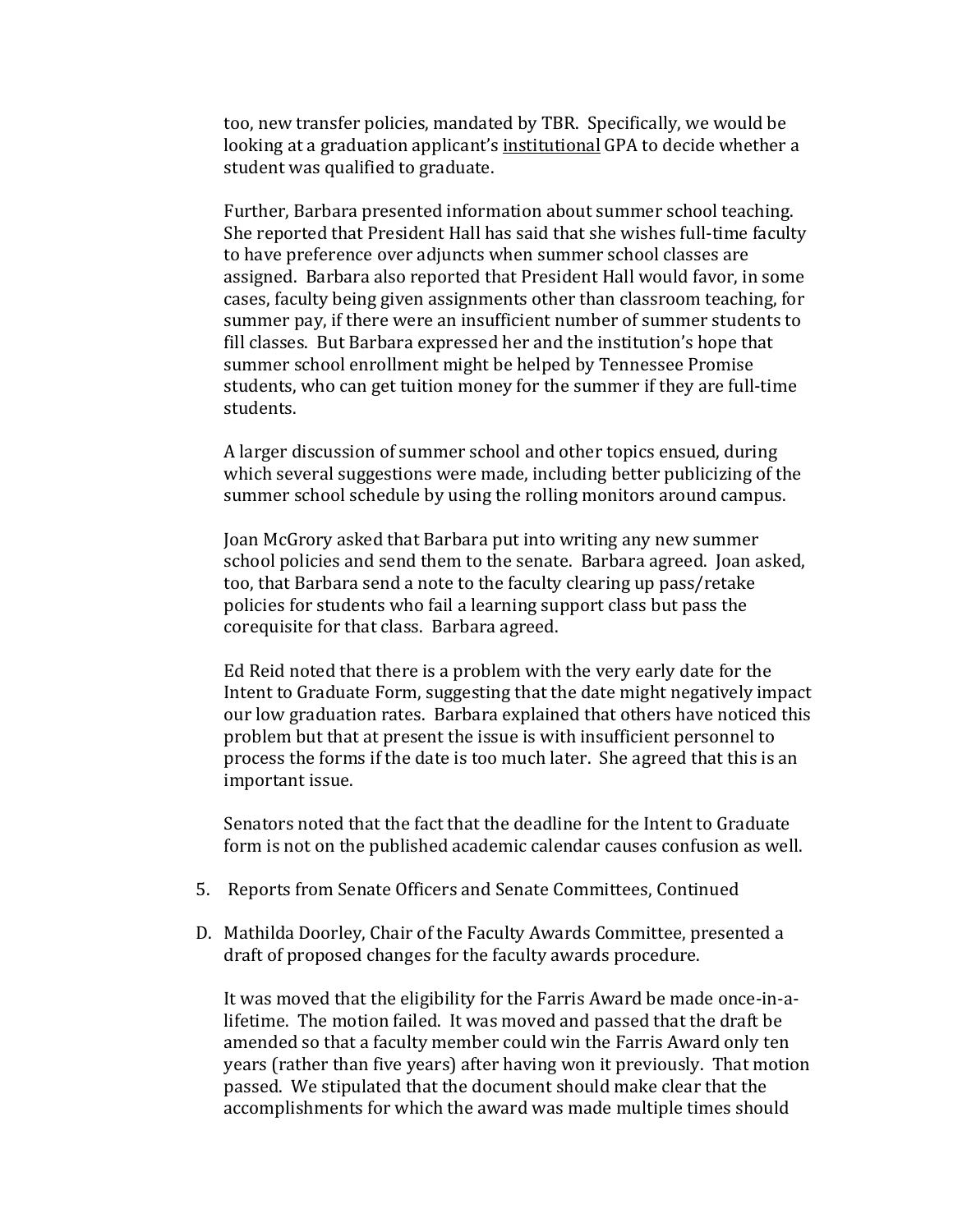too, new transfer policies, mandated by TBR. Specifically, we would be looking at a graduation applicant's <u>institutional</u> GPA to decide whether a student was qualified to graduate.

Further, Barbara presented information about summer school teaching. She reported that President Hall has said that she wishes full-time faculty to have preference over adjuncts when summer school classes are assigned. Barbara also reported that President Hall would favor, in some cases, faculty being given assignments other than classroom teaching, for summer pay, if there were an insufficient number of summer students to fill classes. But Barbara expressed her and the institution's hope that summer school enrollment might be helped by Tennessee Promise students, who can get tuition money for the summer if they are full-time students.

A larger discussion of summer school and other topics ensued, during which several suggestions were made, including better publicizing of the summer school schedule by using the rolling monitors around campus.

Joan McGrory asked that Barbara put into writing any new summer school policies and send them to the senate. Barbara agreed. Joan asked, too, that Barbara send a note to the faculty clearing up pass/retake policies for students who fail a learning support class but pass the corequisite for that class. Barbara agreed.

Ed Reid noted that there is a problem with the very early date for the Intent to Graduate Form, suggesting that the date might negatively impact our low graduation rates. Barbara explained that others have noticed this problem but that at present the issue is with insufficient personnel to process the forms if the date is too much later. She agreed that this is an important issue.

Senators noted that the fact that the deadline for the Intent to Graduate form is not on the published academic calendar causes confusion as well.

5. Reports from Senate Officers and Senate Committees, Continued

D. Mathilda Doorley, Chair of the Faculty Awards Committee, presented a draft of proposed changes for the faculty awards procedure.

It was moved that the eligibility for the Farris Award be made once-in-a-lifetime. The motion failed. It was moved and passed that the draft be amended so that a faculty member could win the Farris Award only ten years (rather than five years) after having won it previously. That motion passed. We stipulated that the document should make clear that the accomplishments for which the award was made multiple times should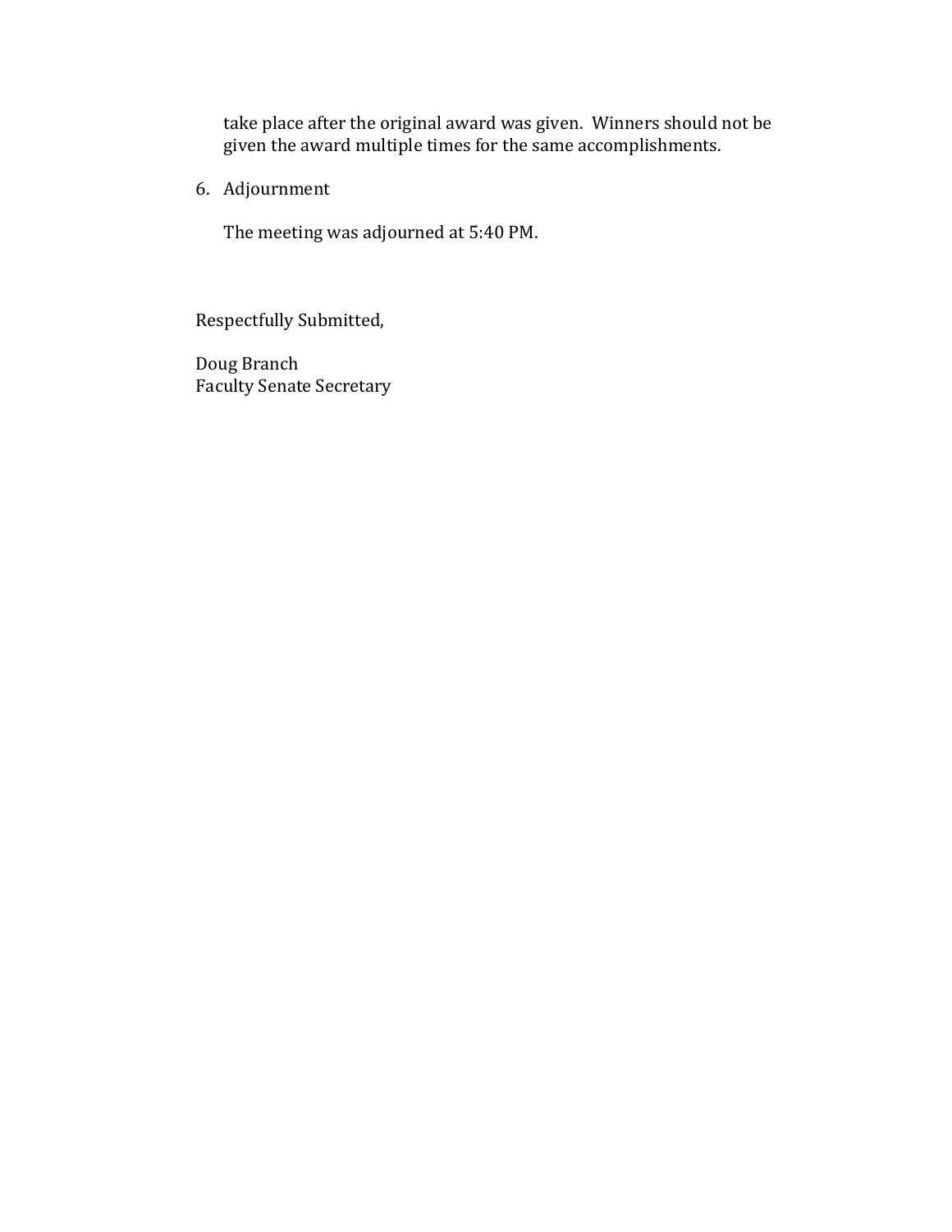take place after the original award was given. Winners should not be given the award multiple times for the same accomplishments.

6. Adjournment

   The meeting was adjourned at 5:40 PM.

Respectfully Submitted,

Doug Branch  
Faculty Senate Secretary